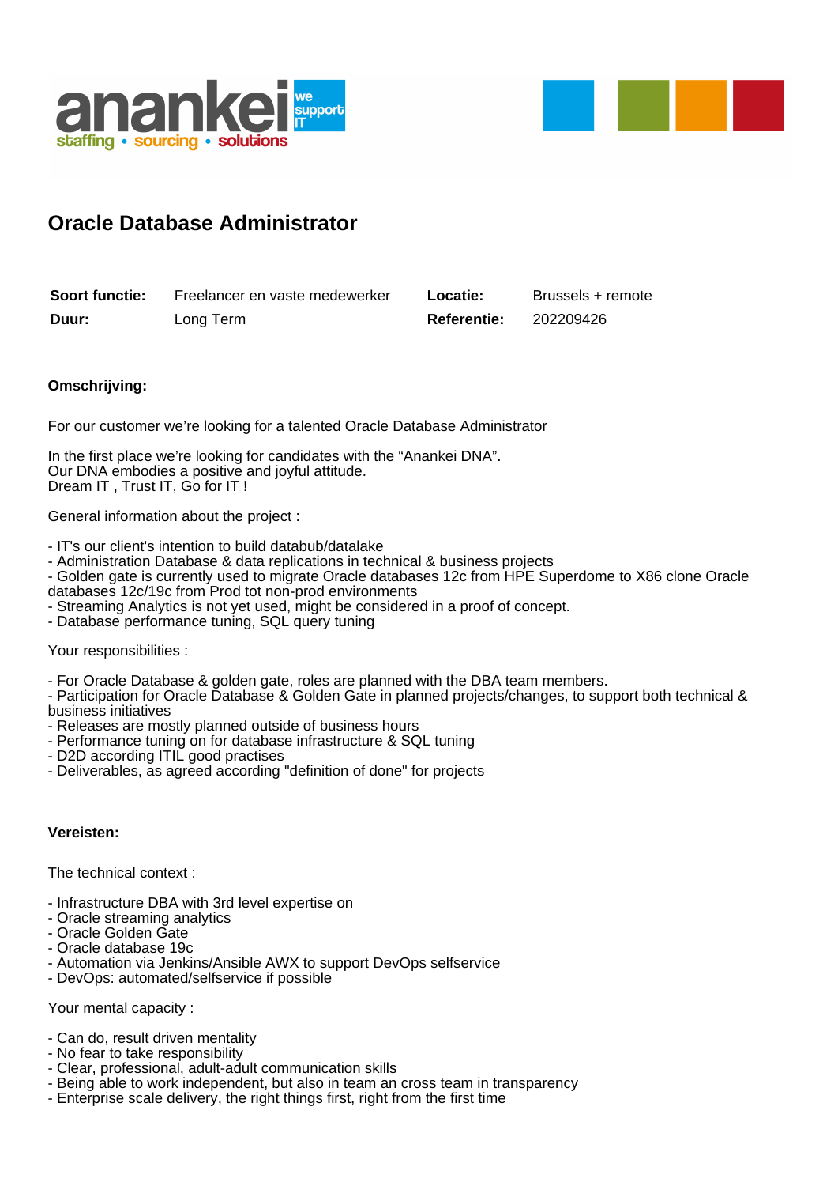# Oracle Database Administrator

| **Soort functie:** | Freelancer en vaste medewerker | **Locatie:** | Brussels + remote |
|---|---|---|---|
| **Duur:** | Long Term | **Referentie:** | 202209426 |

**Omschrijving:**

For our customer we're looking for a talented Oracle Database Administrator

In the first place we're looking for candidates with the "Anankei DNA".
Our DNA embodies a positive and joyful attitude.
Dream IT , Trust IT, Go for IT !

General information about the project :

- IT's our client's intention to build databub/datalake
- Administration Database & data replications in technical & business projects
- Golden gate is currently used to migrate Oracle databases 12c from HPE Superdome to X86 clone Oracle databases 12c/19c from Prod tot non-prod environments
- Streaming Analytics is not yet used, might be considered in a proof of concept.
- Database performance tuning, SQL query tuning

Your responsibilities :

- For Oracle Database & golden gate, roles are planned with the DBA team members.
- Participation for Oracle Database & Golden Gate in planned projects/changes, to support both technical & business initiatives
- Releases are mostly planned outside of business hours
- Performance tuning on for database infrastructure & SQL tuning
- D2D according ITIL good practises
- Deliverables, as agreed according "definition of done" for projects

**Vereisten:**

The technical context :

- Infrastructure DBA with 3rd level expertise on
- Oracle streaming analytics
- Oracle Golden Gate
- Oracle database 19c
- Automation via Jenkins/Ansible AWX to support DevOps selfservice
- DevOps: automated/selfservice if possible

Your mental capacity :

- Can do, result driven mentality
- No fear to take responsibility
- Clear, professional, adult-adult communication skills
- Being able to work independent, but also in team an cross team in transparency
- Enterprise scale delivery, the right things first, right from the first time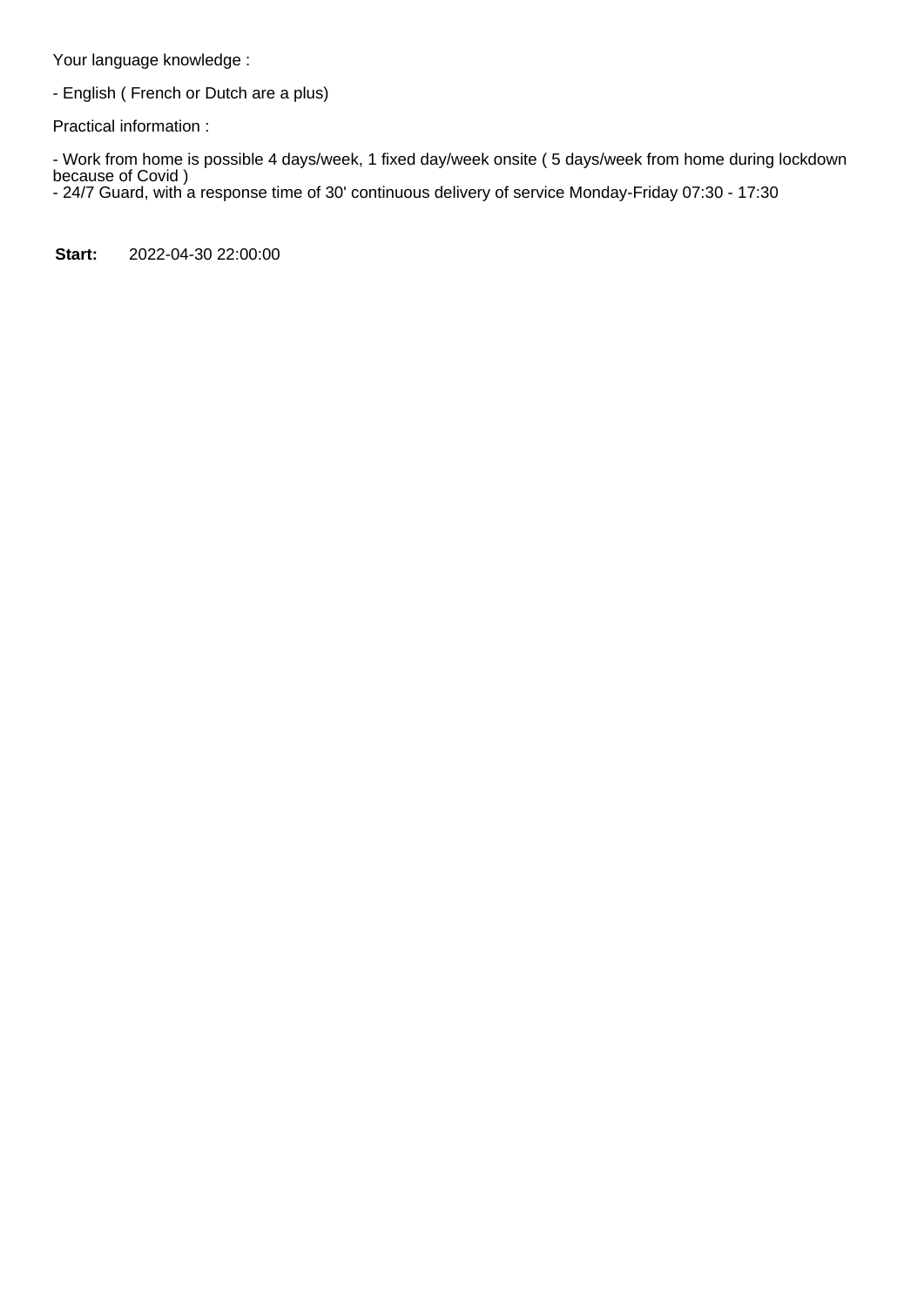Your language knowledge :

- English ( French or Dutch are a plus)

Practical information :

- Work from home is possible 4 days/week, 1 fixed day/week onsite ( 5 days/week from home during lockdown because of Covid )
- 24/7 Guard, with a response time of 30' continuous delivery of service Monday-Friday 07:30 - 17:30

**Start:** 2022-04-30 22:00:00